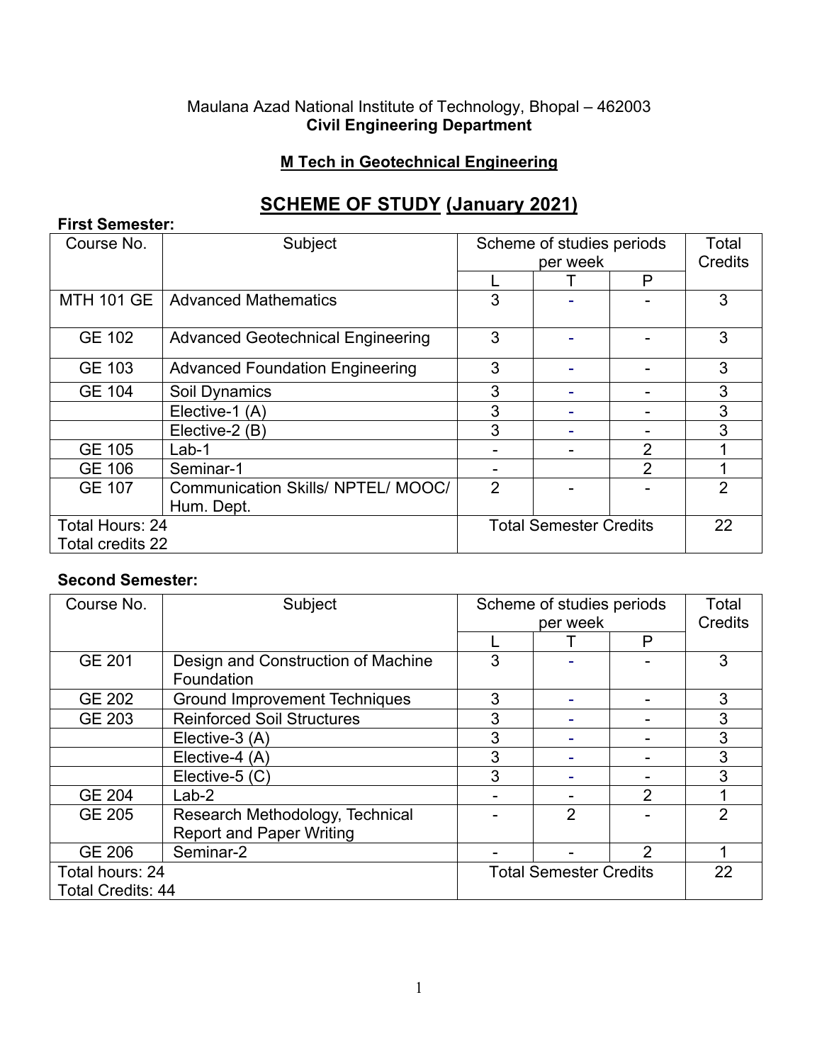Maulana Azad National Institute of Technology, Bhopal – 462003

**Civil Engineering Department**

## M Tech in Geotechnical Engineering

# SCHEME OF STUDY (January 2021)

**First Semester:**

| Course No. | Subject | Scheme of studies periods per week | | | Total Credits |
|---|---|---|---|---|---|
| | | L | T | P | |
| MTH 101 GE | Advanced Mathematics | 3 | - | - | 3 |
| GE 102 | Advanced Geotechnical Engineering | 3 | - | - | 3 |
| GE 103 | Advanced Foundation Engineering | 3 | - | - | 3 |
| GE 104 | Soil Dynamics | 3 | - | - | 3 |
| | Elective-1 (A) | 3 | - | - | 3 |
| | Elective-2 (B) | 3 | - | - | 3 |
| GE 105 | Lab-1 | - | - | 2 | 1 |
| GE 106 | Seminar-1 | - | | 2 | 1 |
| GE 107 | Communication Skills/ NPTEL/ MOOC/ Hum. Dept. | 2 | - | - | 2 |
| Total Hours: 24<br>Total credits 22 | | Total Semester Credits | | | 22 |

**Second Semester:**

| Course No. | Subject | Scheme of studies periods per week | | | Total Credits |
|---|---|---|---|---|---|
| | | L | T | P | |
| GE 201 | Design and Construction of Machine Foundation | 3 | - | - | 3 |
| GE 202 | Ground Improvement Techniques | 3 | - | - | 3 |
| GE 203 | Reinforced Soil Structures | 3 | - | - | 3 |
| | Elective-3 (A) | 3 | - | - | 3 |
| | Elective-4 (A) | 3 | - | - | 3 |
| | Elective-5 (C) | 3 | - | - | 3 |
| GE 204 | Lab-2 | - | - | 2 | 1 |
| GE 205 | Research Methodology, Technical Report and Paper Writing | - | 2 | - | 2 |
| GE 206 | Seminar-2 | - | - | 2 | 1 |
| Total hours: 24<br>Total Credits: 44 | | Total Semester Credits | | | 22 |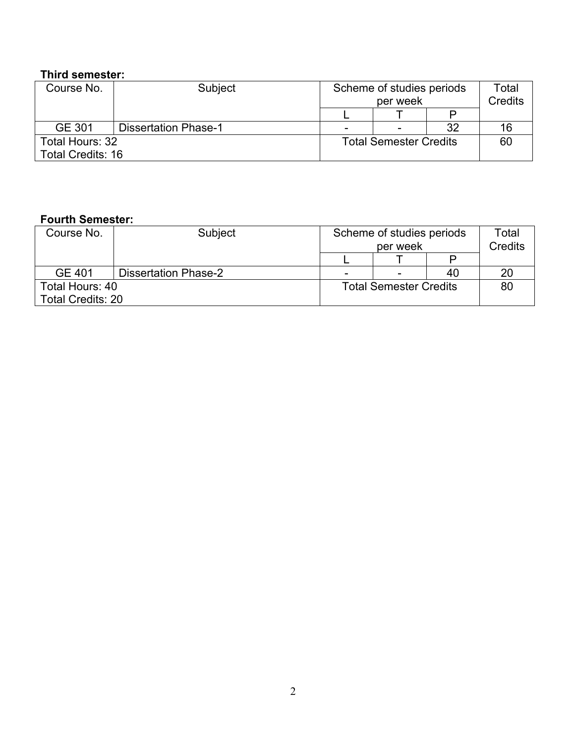**Third semester:**

| Course No. | Subject | Scheme of studies periods per week | | | Total Credits |
|---|---|---|---|---|---|
| | | L | T | P | |
| GE 301 | Dissertation Phase-1 | - | - | 32 | 16 |
| Total Hours: 32<br>Total Credits: 16 | | Total Semester Credits | | | 60 |

**Fourth Semester:**

| Course No. | Subject | Scheme of studies periods per week | | | Total Credits |
|---|---|---|---|---|---|
| | | L | T | P | |
| GE 401 | Dissertation Phase-2 | - | - | 40 | 20 |
| Total Hours: 40<br>Total Credits: 20 | | Total Semester Credits | | | 80 |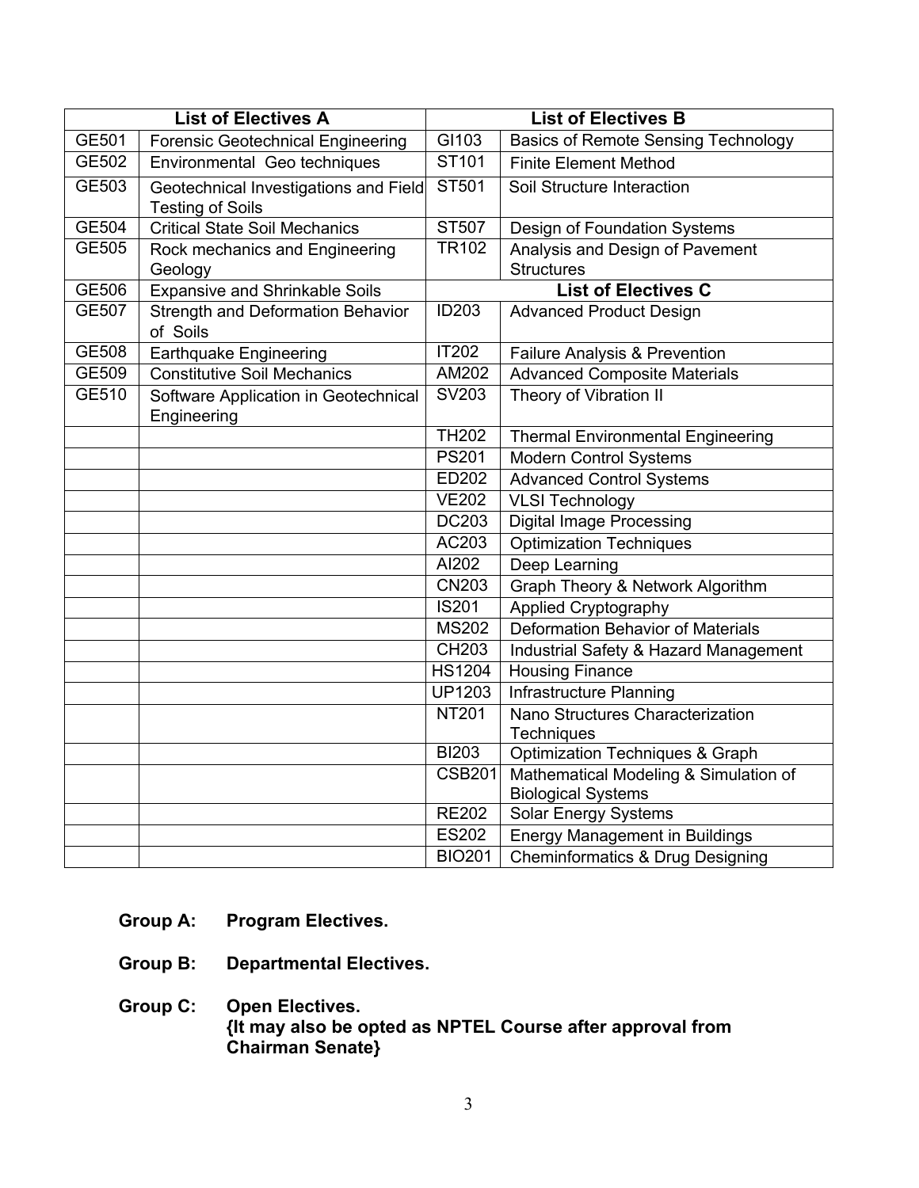| List of Electives A | | List of Electives B | |
|---|---|---|---|
| GE501 | Forensic Geotechnical Engineering | GI103 | Basics of Remote Sensing Technology |
| GE502 | Environmental Geo techniques | ST101 | Finite Element Method |
| GE503 | Geotechnical Investigations and Field Testing of Soils | ST501 | Soil Structure Interaction |
| GE504 | Critical State Soil Mechanics | ST507 | Design of Foundation Systems |
| GE505 | Rock mechanics and Engineering Geology | TR102 | Analysis and Design of Pavement Structures |
| GE506 | Expansive and Shrinkable Soils | **List of Electives C** | |
| GE507 | Strength and Deformation Behavior of Soils | ID203 | Advanced Product Design |
| GE508 | Earthquake Engineering | IT202 | Failure Analysis & Prevention |
| GE509 | Constitutive Soil Mechanics | AM202 | Advanced Composite Materials |
| GE510 | Software Application in Geotechnical Engineering | SV203 | Theory of Vibration II |
| | | TH202 | Thermal Environmental Engineering |
| | | PS201 | Modern Control Systems |
| | | ED202 | Advanced Control Systems |
| | | VE202 | VLSI Technology |
| | | DC203 | Digital Image Processing |
| | | AC203 | Optimization Techniques |
| | | AI202 | Deep Learning |
| | | CN203 | Graph Theory & Network Algorithm |
| | | IS201 | Applied Cryptography |
| | | MS202 | Deformation Behavior of Materials |
| | | CH203 | Industrial Safety & Hazard Management |
| | | HS1204 | Housing Finance |
| | | UP1203 | Infrastructure Planning |
| | | NT201 | Nano Structures Characterization Techniques |
| | | BI203 | Optimization Techniques & Graph |
| | | CSB201 | Mathematical Modeling & Simulation of Biological Systems |
| | | RE202 | Solar Energy Systems |
| | | ES202 | Energy Management in Buildings |
| | | BIO201 | Cheminformatics & Drug Designing |

**Group A: Program Electives.**

**Group B: Departmental Electives.**

**Group C: Open Electives.**
**{It may also be opted as NPTEL Course after approval from Chairman Senate}**